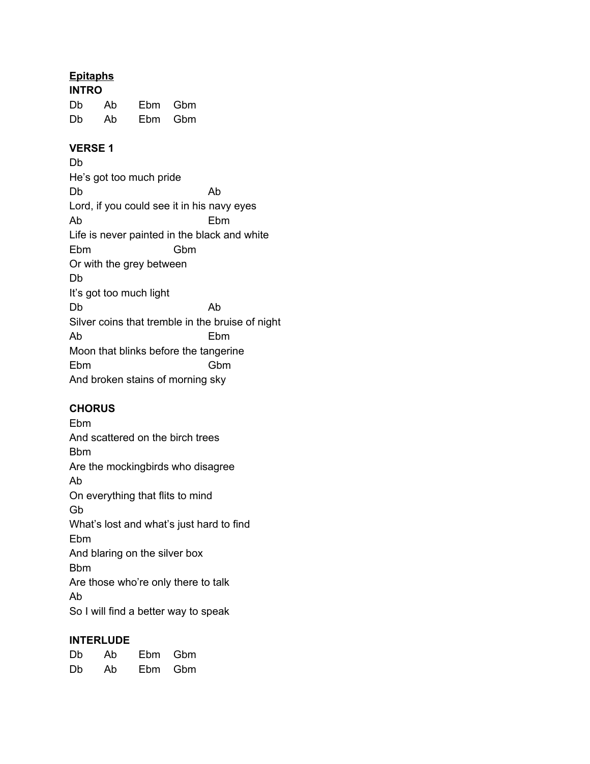**Epitaphs**

**INTRO**

```
Db      Ab      Ebm     Gbm
Db      Ab      Ebm     Gbm
```

**VERSE 1**

```
Db
He's got too much pride
Db                              Ab
Lord, if you could see it in his navy eyes
Ab                              Ebm
Life is never painted in the black and white
Ebm                     Gbm
Or with the grey between
Db
It's got too much light
Db                              Ab
Silver coins that tremble in the bruise of night
Ab                              Ebm
Moon that blinks before the tangerine
Ebm                             Gbm
And broken stains of morning sky
```

**CHORUS**

```
Ebm
And scattered on the birch trees
Bbm
Are the mockingbirds who disagree
Ab
On everything that flits to mind
Gb
What's lost and what's just hard to find
Ebm
And blaring on the silver box
Bbm
Are those who're only there to talk
Ab
So I will find a better way to speak
```

**INTERLUDE**

```
Db      Ab      Ebm     Gbm
Db      Ab      Ebm     Gbm
```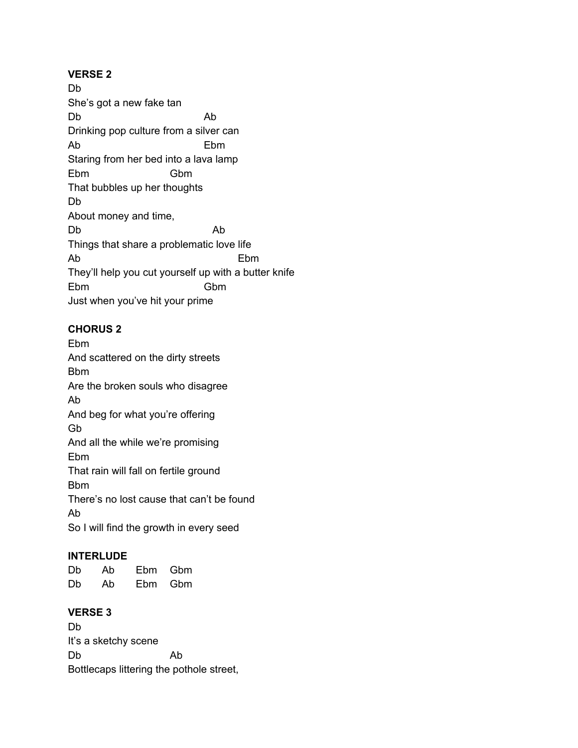**VERSE 2**

```
Db
She's got a new fake tan
Db                              Ab
Drinking pop culture from a silver can
Ab                              Ebm
Staring from her bed into a lava lamp
Ebm                     Gbm
That bubbles up her thoughts
Db
About money and time,
Db                                Ab
Things that share a problematic love life
Ab                                        Ebm
They'll help you cut yourself up with a butter knife
Ebm                             Gbm
Just when you've hit your prime
```

**CHORUS 2**

```
Ebm
And scattered on the dirty streets
Bbm
Are the broken souls who disagree
Ab
And beg for what you're offering
Gb
And all the while we're promising
Ebm
That rain will fall on fertile ground
Bbm
There's no lost cause that can't be found
Ab
So I will find the growth in every seed
```

**INTERLUDE**

```
Db      Ab      Ebm     Gbm
Db      Ab      Ebm     Gbm
```

**VERSE 3**

```
Db
It's a sketchy scene
Db                      Ab
Bottlecaps littering the pothole street,
```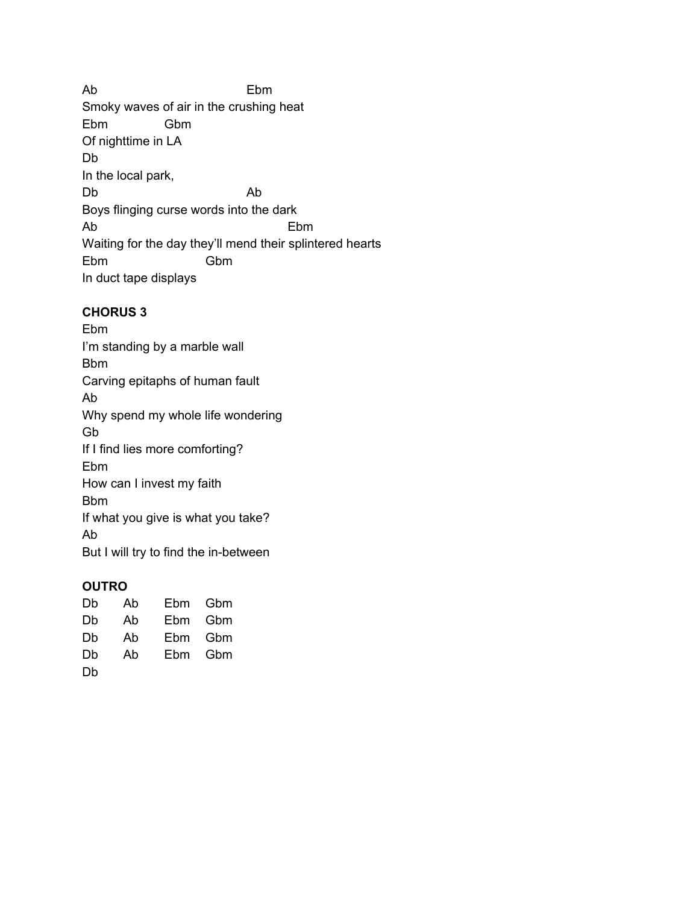```
Ab                                    Ebm
Smoky waves of air in the crushing heat
Ebm             Gbm
Of nighttime in LA
Db
In the local park,
Db                                    Ab
Boys flinging curse words into the dark
Ab                                              Ebm
Waiting for the day they'll mend their splintered hearts
Ebm                     Gbm
In duct tape displays
```

**CHORUS 3**

```
Ebm
I'm standing by a marble wall
Bbm
Carving epitaphs of human fault
Ab
Why spend my whole life wondering
Gb
If I find lies more comforting?
Ebm
How can I invest my faith
Bbm
If what you give is what you take?
Ab
But I will try to find the in-between
```

**OUTRO**

```
Db      Ab      Ebm     Gbm
Db      Ab      Ebm     Gbm
Db      Ab      Ebm     Gbm
Db      Ab      Ebm     Gbm
Db
```